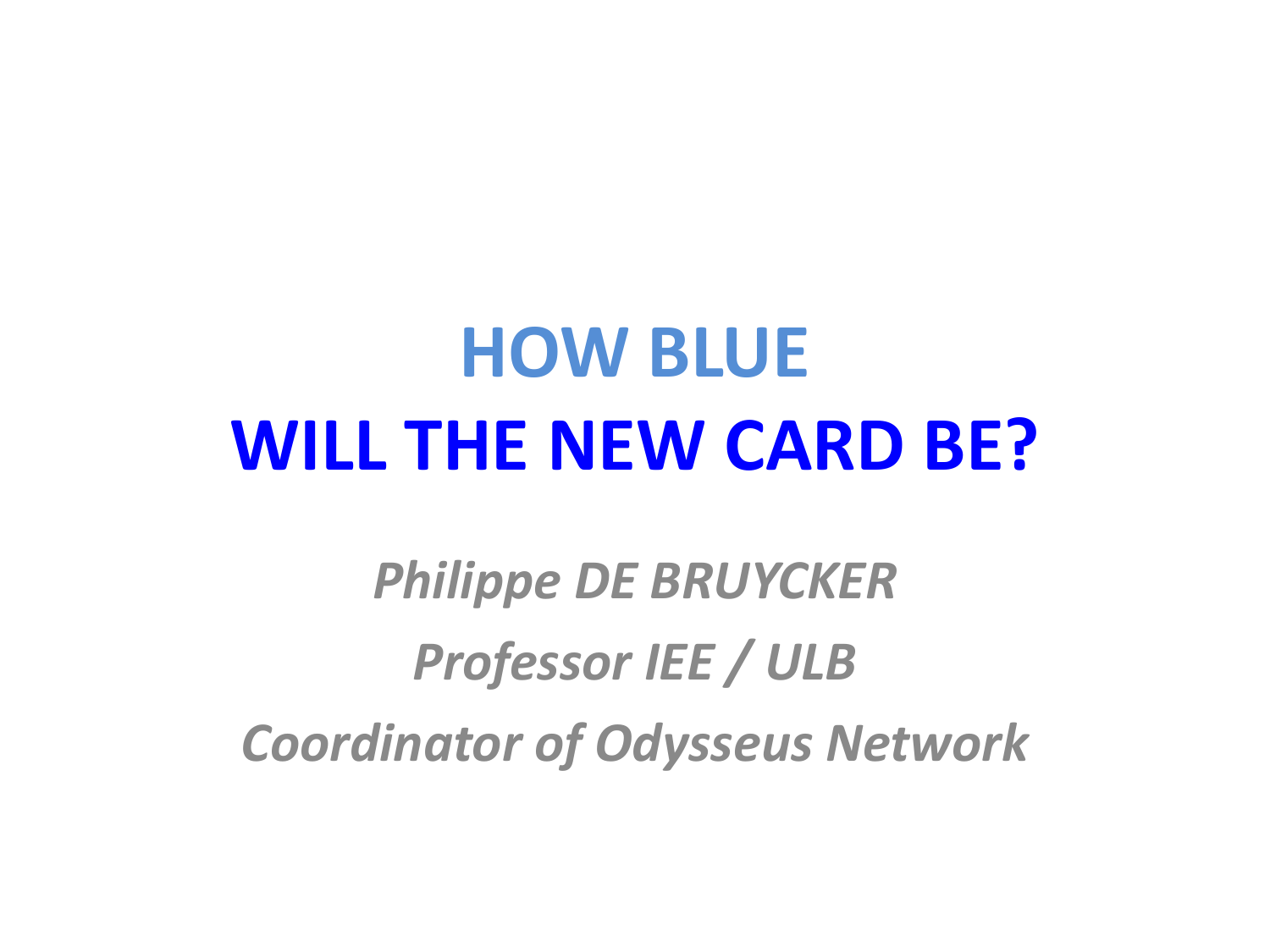# HOW BLUE
# WILL THE NEW CARD BE?

*Philippe DE BRUYCKER*

*Professor IEE / ULB*

*Coordinator of Odysseus Network*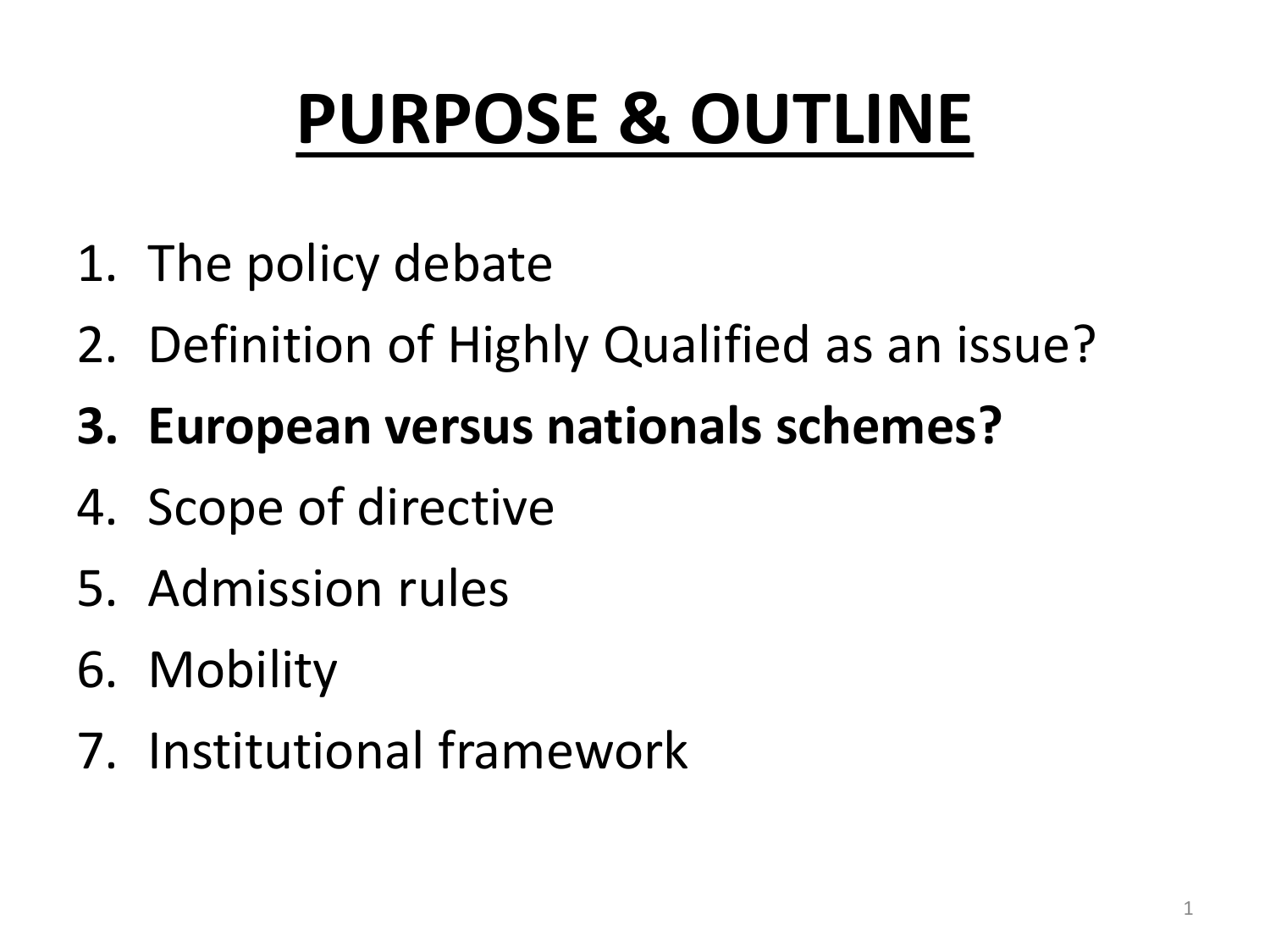# PURPOSE & OUTLINE

1. The policy debate
2. Definition of Highly Qualified as an issue?
3. **European versus nationals schemes?**
4. Scope of directive
5. Admission rules
6. Mobility
7. Institutional framework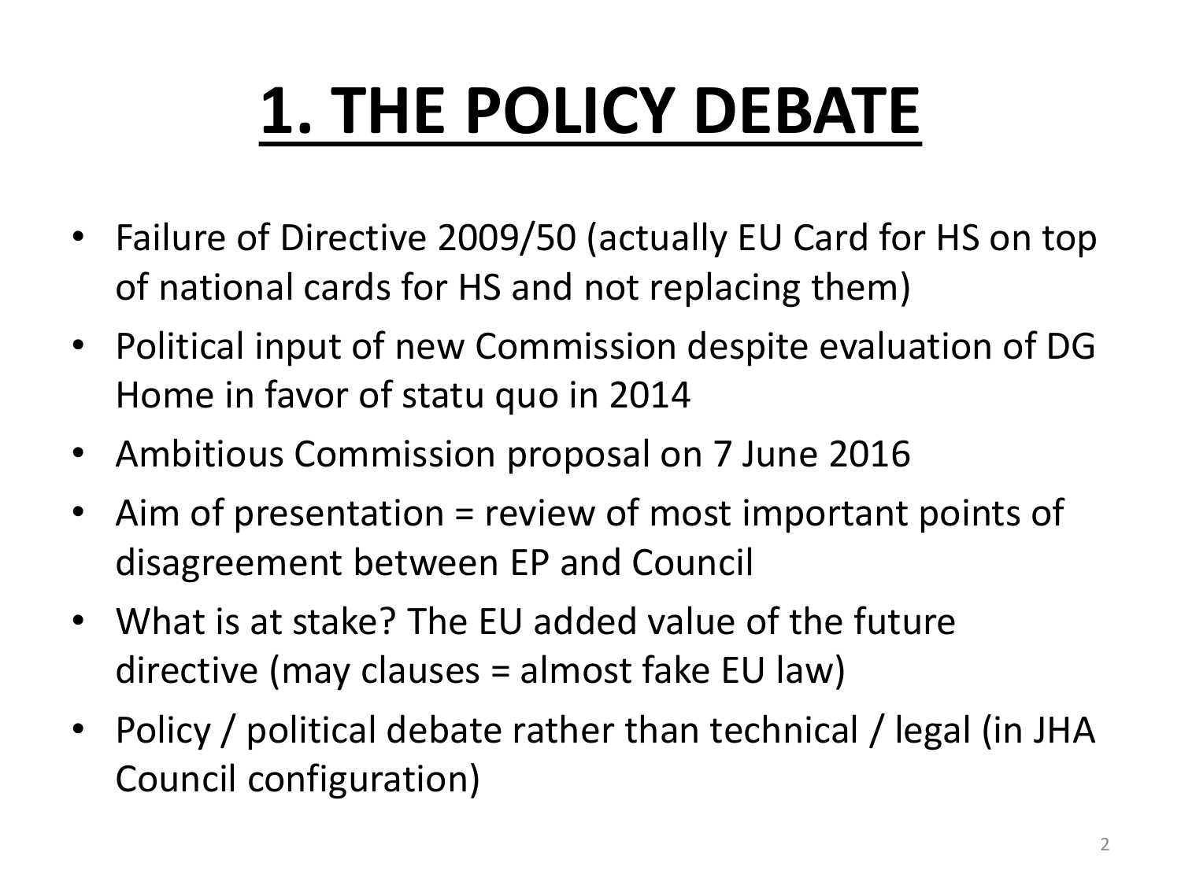# 1. THE POLICY DEBATE

- Failure of Directive 2009/50 (actually EU Card for HS on top of national cards for HS and not replacing them)
- Political input of new Commission despite evaluation of DG Home in favor of statu quo in 2014
- Ambitious Commission proposal on 7 June 2016
- Aim of presentation = review of most important points of disagreement between EP and Council
- What is at stake? The EU added value of the future directive (may clauses = almost fake EU law)
- Policy / political debate rather than technical / legal (in JHA Council configuration)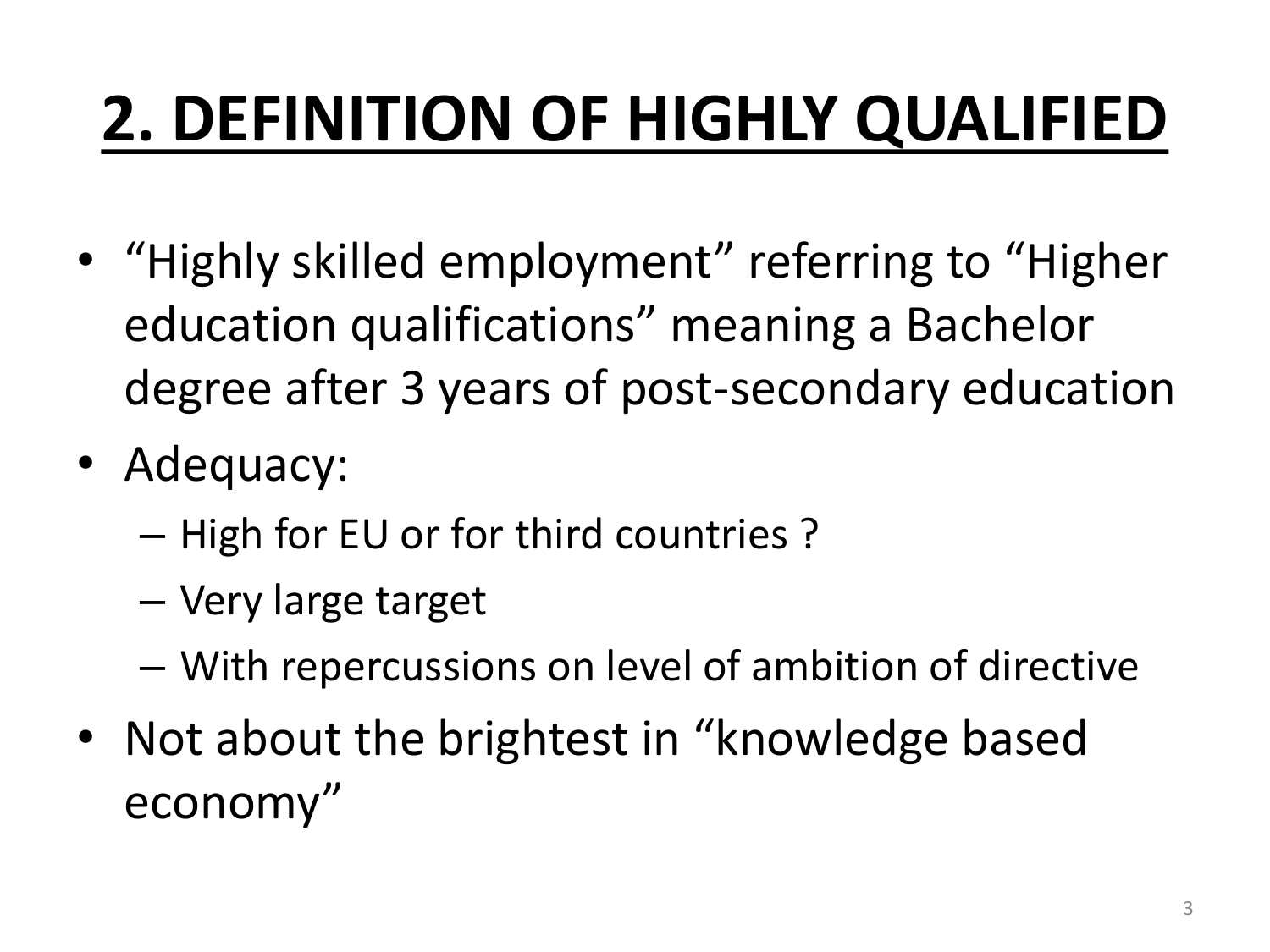# 2. DEFINITION OF HIGHLY QUALIFIED

- "Highly skilled employment" referring to "Higher education qualifications" meaning a Bachelor degree after 3 years of post-secondary education
- Adequacy:
  - High for EU or for third countries ?
  - Very large target
  - With repercussions on level of ambition of directive
- Not about the brightest in "knowledge based economy"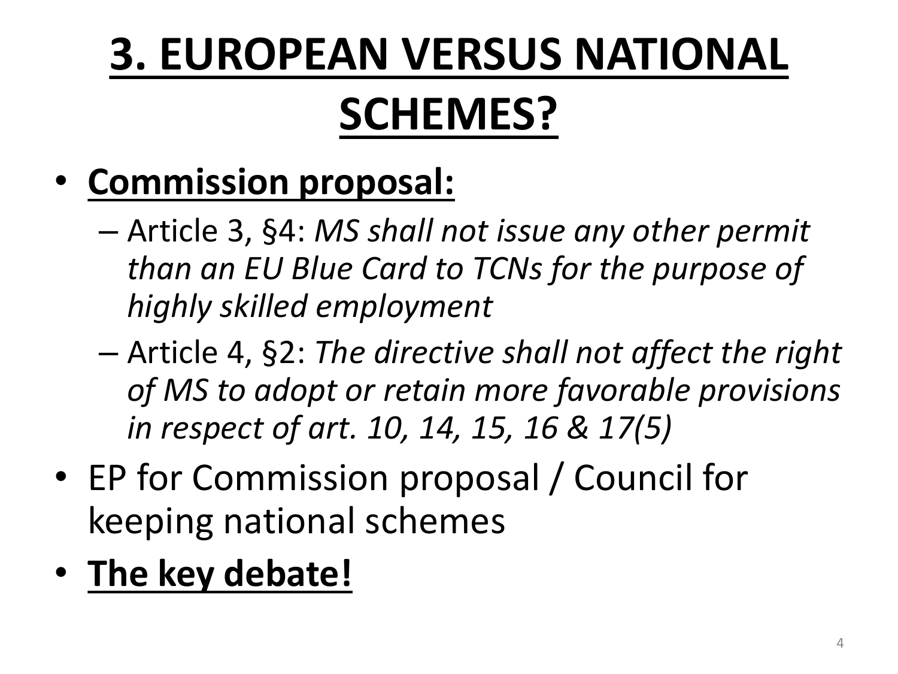# 3. EUROPEAN VERSUS NATIONAL SCHEMES?

- **Commission proposal:**
  - Article 3, §4: *MS shall not issue any other permit than an EU Blue Card to TCNs for the purpose of highly skilled employment*
  - Article 4, §2: *The directive shall not affect the right of MS to adopt or retain more favorable provisions in respect of art. 10, 14, 15, 16 & 17(5)*
- EP for Commission proposal / Council for keeping national schemes
- **The key debate!**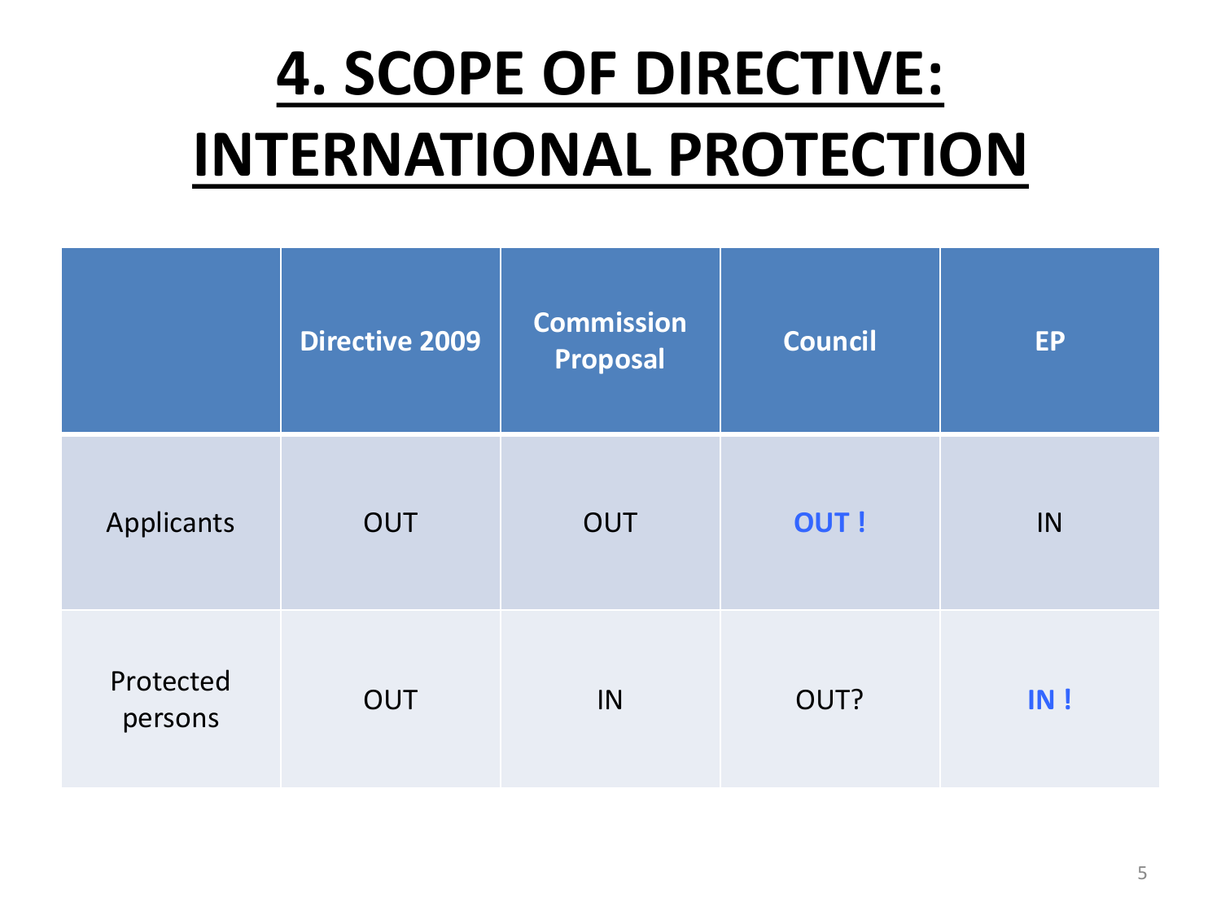# 4. SCOPE OF DIRECTIVE: INTERNATIONAL PROTECTION

| | Directive 2009 | Commission Proposal | Council | EP |
|---|---|---|---|---|
| Applicants | OUT | OUT | **OUT !** | IN |
| Protected persons | OUT | IN | OUT? | **IN !** |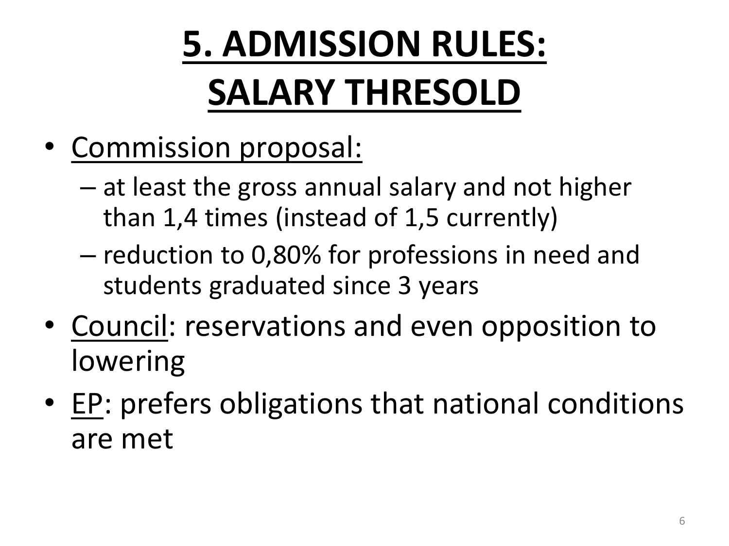# 5. ADMISSION RULES: SALARY THRESOLD

- Commission proposal:
  - at least the gross annual salary and not higher than 1,4 times (instead of 1,5 currently)
  - reduction to 0,80% for professions in need and students graduated since 3 years
- Council: reservations and even opposition to lowering
- EP: prefers obligations that national conditions are met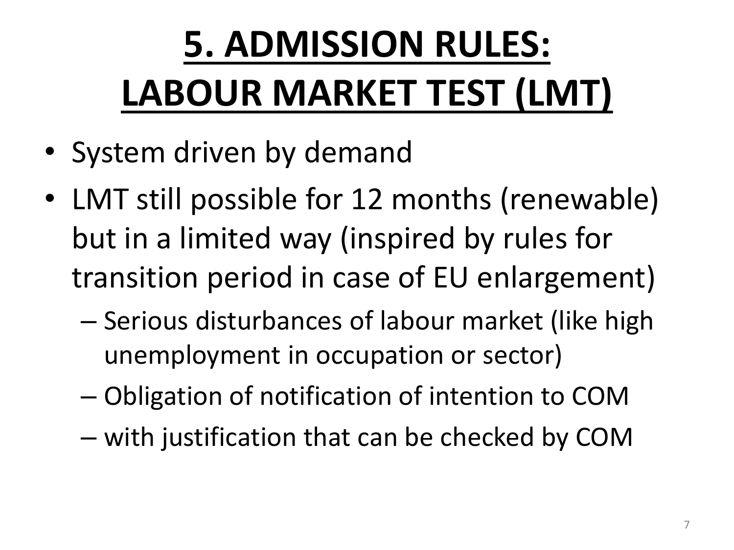# 5. ADMISSION RULES: LABOUR MARKET TEST (LMT)

- System driven by demand
- LMT still possible for 12 months (renewable) but in a limited way (inspired by rules for transition period in case of EU enlargement)
  - Serious disturbances of labour market (like high unemployment in occupation or sector)
  - Obligation of notification of intention to COM
  - with justification that can be checked by COM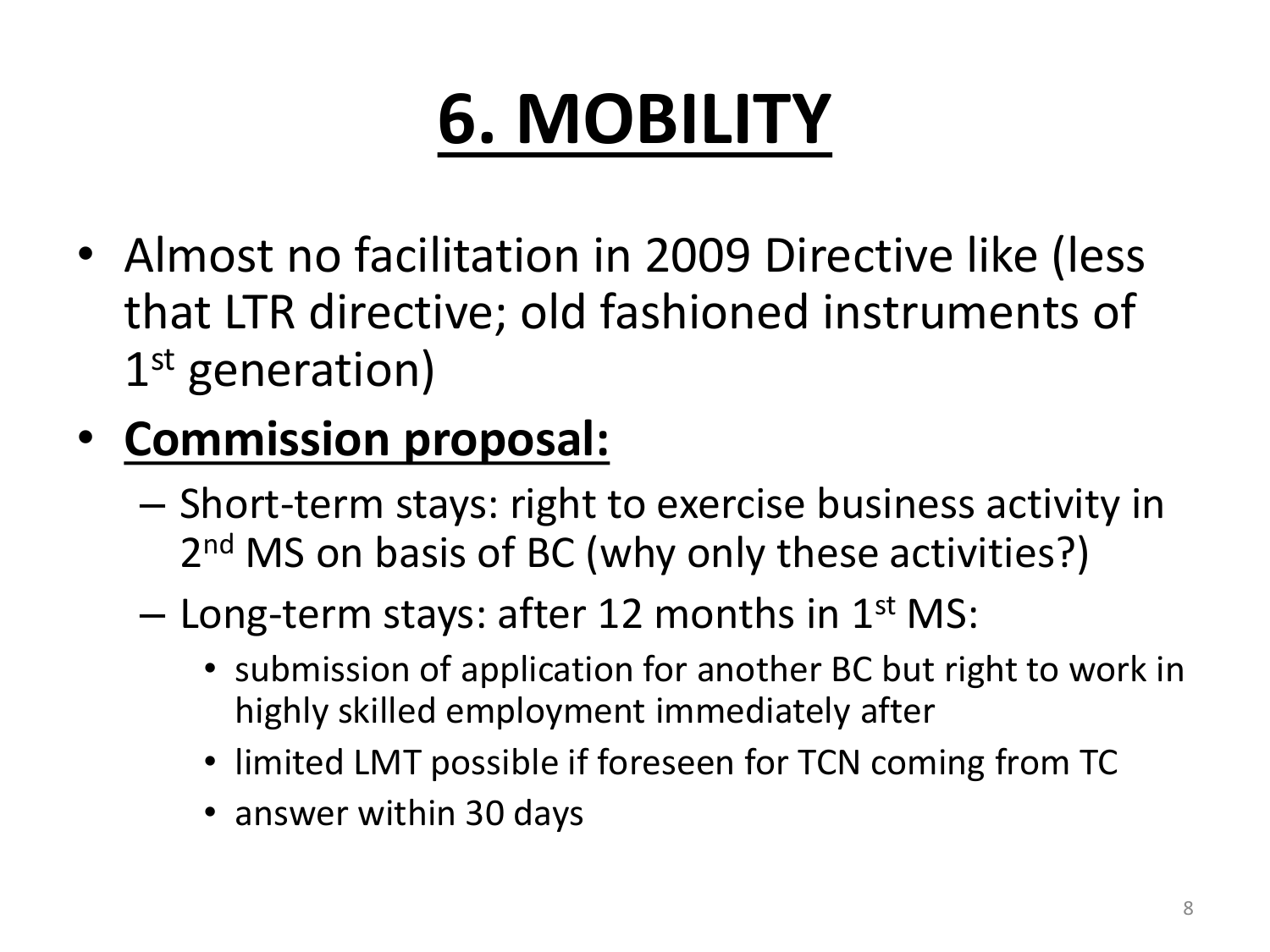# 6. MOBILITY

- Almost no facilitation in 2009 Directive like (less that LTR directive; old fashioned instruments of 1st generation)
- **Commission proposal:**
  - Short-term stays: right to exercise business activity in 2nd MS on basis of BC (why only these activities?)
  - Long-term stays: after 12 months in 1st MS:
    - submission of application for another BC but right to work in highly skilled employment immediately after
    - limited LMT possible if foreseen for TCN coming from TC
    - answer within 30 days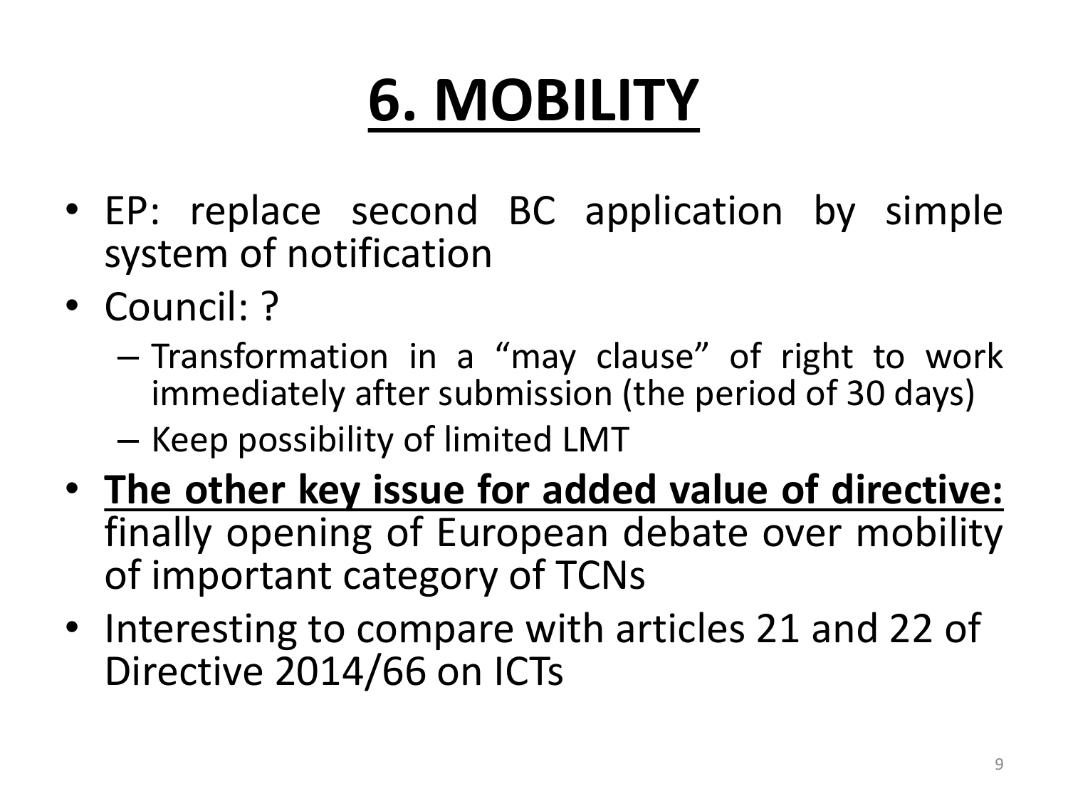# 6. MOBILITY

- EP: replace second BC application by simple system of notification
- Council: ?
  - Transformation in a “may clause” of right to work immediately after submission (the period of 30 days)
  - Keep possibility of limited LMT
- **The other key issue for added value of directive:** finally opening of European debate over mobility of important category of TCNs
- Interesting to compare with articles 21 and 22 of Directive 2014/66 on ICTs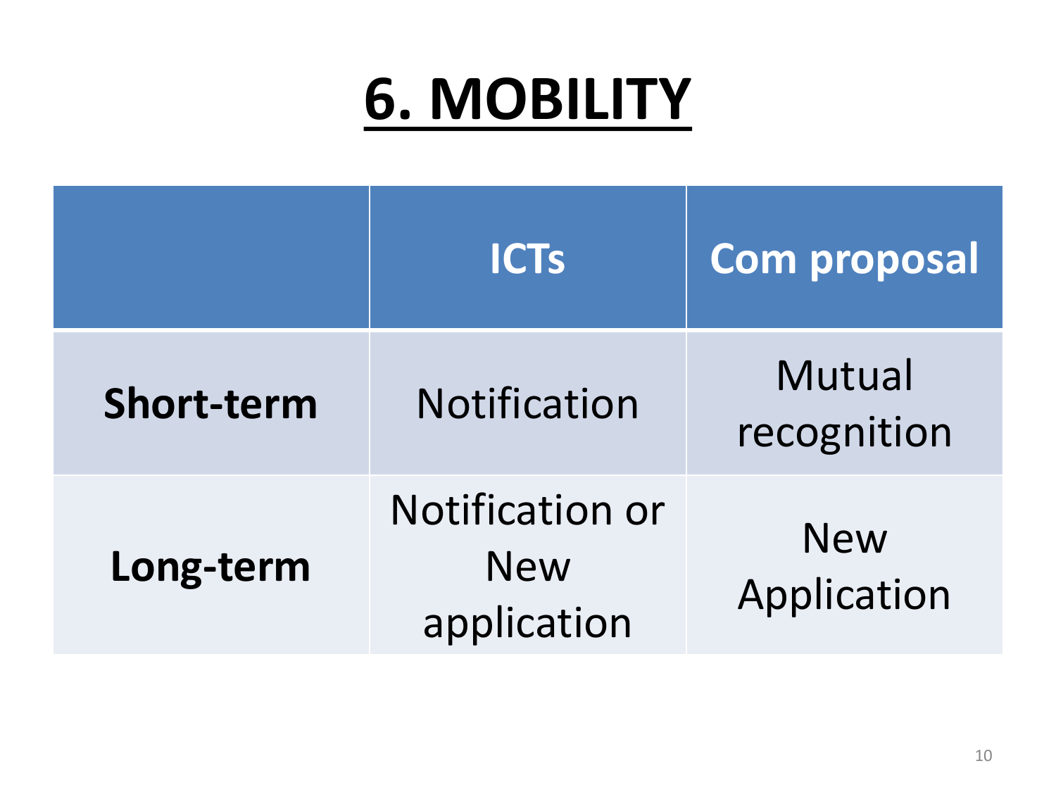# 6. MOBILITY

| | ICTs | Com proposal |
|---|---|---|
| **Short-term** | Notification | Mutual recognition |
| **Long-term** | Notification or New application | New Application |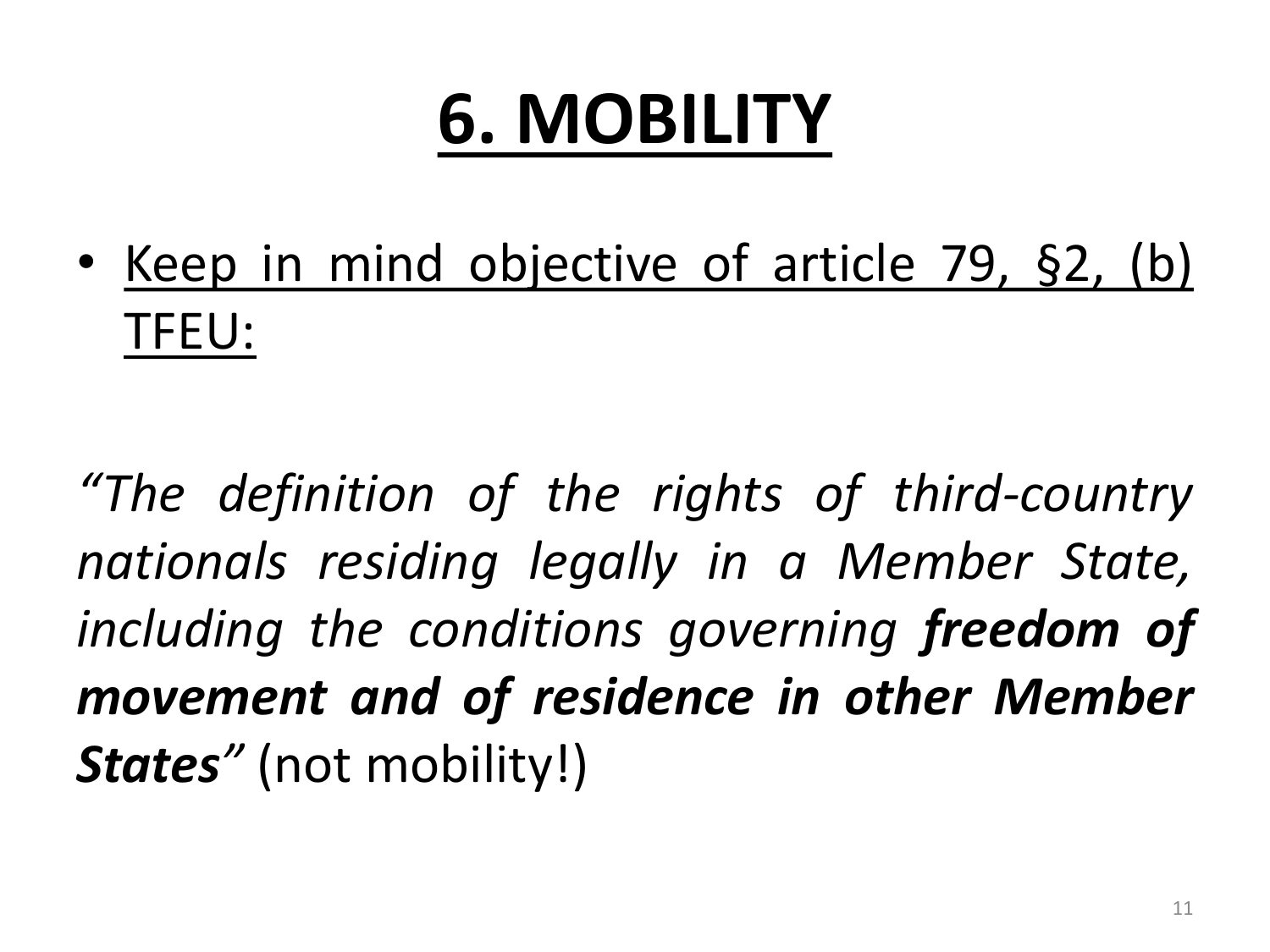# 6. MOBILITY

- Keep in mind objective of article 79, §2, (b) TFEU:

*"The definition of the rights of third-country nationals residing legally in a Member State, including the conditions governing **freedom of movement and of residence in other Member States**"* (not mobility!)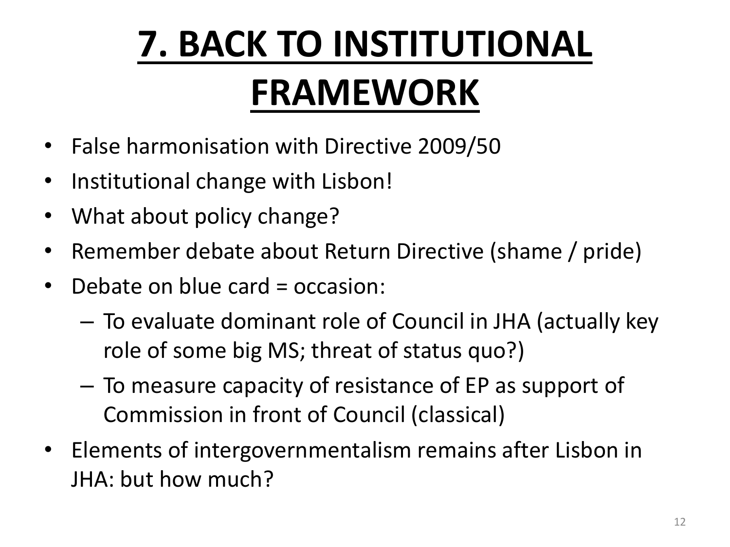# 7. BACK TO INSTITUTIONAL FRAMEWORK

- False harmonisation with Directive 2009/50
- Institutional change with Lisbon!
- What about policy change?
- Remember debate about Return Directive (shame / pride)
- Debate on blue card = occasion:
  - To evaluate dominant role of Council in JHA (actually key role of some big MS; threat of status quo?)
  - To measure capacity of resistance of EP as support of Commission in front of Council (classical)
- Elements of intergovernmentalism remains after Lisbon in JHA: but how much?